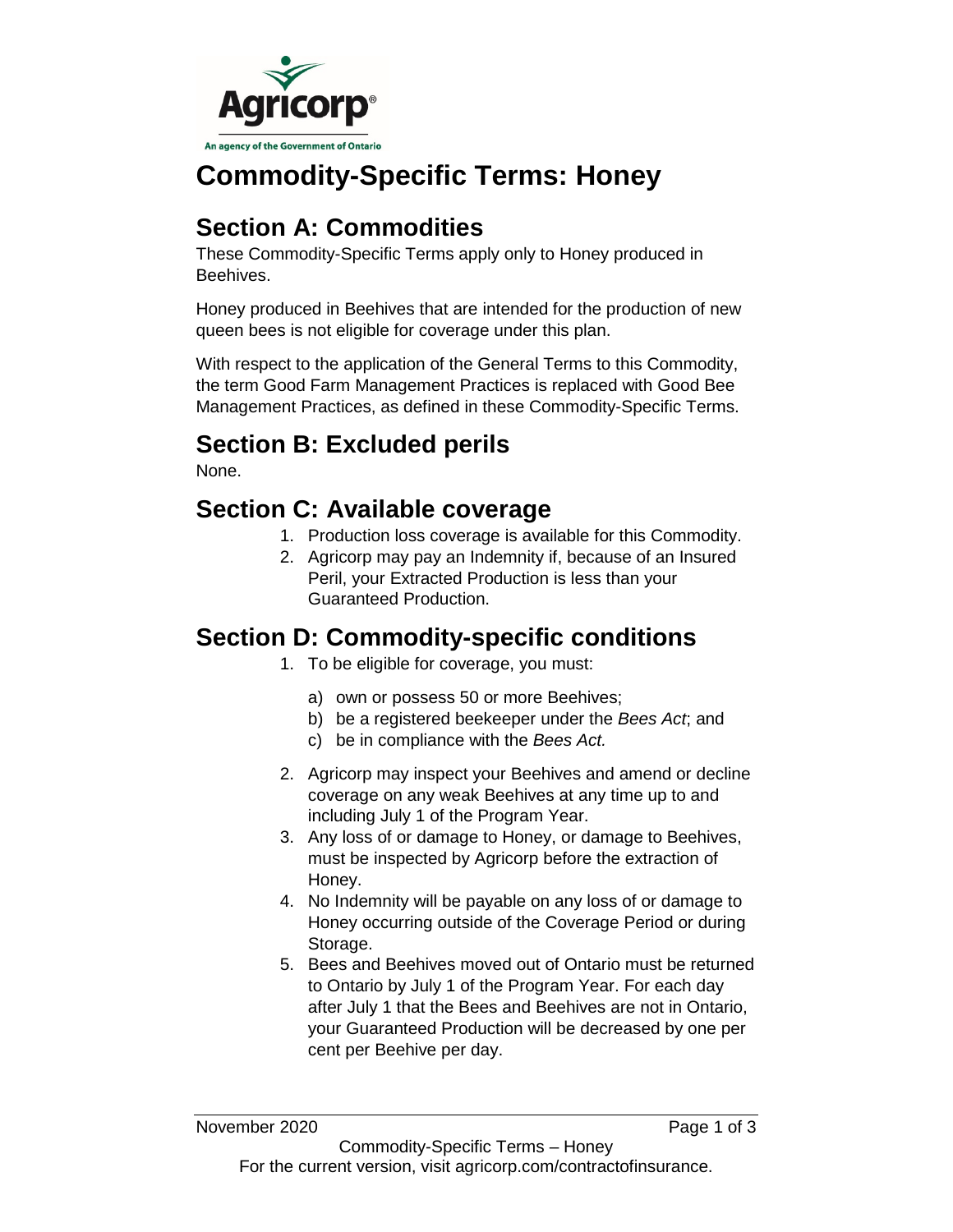# Commodity-Specific Terms: Honey

## Section A: Commodities

These Commodity-Specific Terms apply only to Honey produced in Beehives.

Honey produced in Beehives that are intended for the production of new queen bees is not eligible for coverage under this plan.

With respect to the application of the General Terms to this Commodity, the term Good Farm Management Practices is replaced with Good Bee Management Practices, as defined in these Commodity-Specific Terms.

## Section B: Excluded perils

None.

## Section C: Available coverage

1. Production loss coverage is available for this Commodity.
2. Agricorp may pay an Indemnity if, because of an Insured Peril, your Extracted Production is less than your Guaranteed Production.

## Section D: Commodity-specific conditions

1. To be eligible for coverage, you must:
   a) own or possess 50 or more Beehives;
   b) be a registered beekeeper under the *Bees Act*; and
   c) be in compliance with the *Bees Act.*
2. Agricorp may inspect your Beehives and amend or decline coverage on any weak Beehives at any time up to and including July 1 of the Program Year.
3. Any loss of or damage to Honey, or damage to Beehives, must be inspected by Agricorp before the extraction of Honey.
4. No Indemnity will be payable on any loss of or damage to Honey occurring outside of the Coverage Period or during Storage.
5. Bees and Beehives moved out of Ontario must be returned to Ontario by July 1 of the Program Year. For each day after July 1 that the Bees and Beehives are not in Ontario, your Guaranteed Production will be decreased by one per cent per Beehive per day.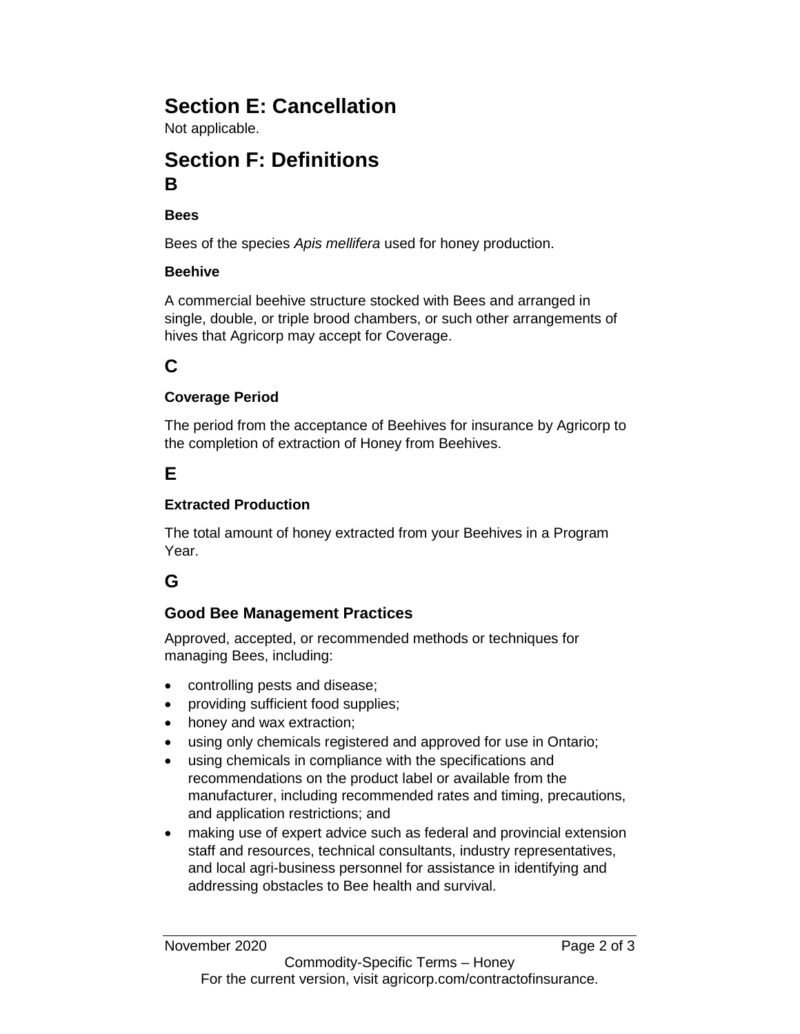## Section E: Cancellation

Not applicable.

## Section F: Definitions

### B

#### Bees

Bees of the species *Apis mellifera* used for honey production.

#### Beehive

A commercial beehive structure stocked with Bees and arranged in single, double, or triple brood chambers, or such other arrangements of hives that Agricorp may accept for Coverage.

### C

#### Coverage Period

The period from the acceptance of Beehives for insurance by Agricorp to the completion of extraction of Honey from Beehives.

### E

#### Extracted Production

The total amount of honey extracted from your Beehives in a Program Year.

### G

#### Good Bee Management Practices

Approved, accepted, or recommended methods or techniques for managing Bees, including:

- controlling pests and disease;
- providing sufficient food supplies;
- honey and wax extraction;
- using only chemicals registered and approved for use in Ontario;
- using chemicals in compliance with the specifications and recommendations on the product label or available from the manufacturer, including recommended rates and timing, precautions, and application restrictions; and
- making use of expert advice such as federal and provincial extension staff and resources, technical consultants, industry representatives, and local agri-business personnel for assistance in identifying and addressing obstacles to Bee health and survival.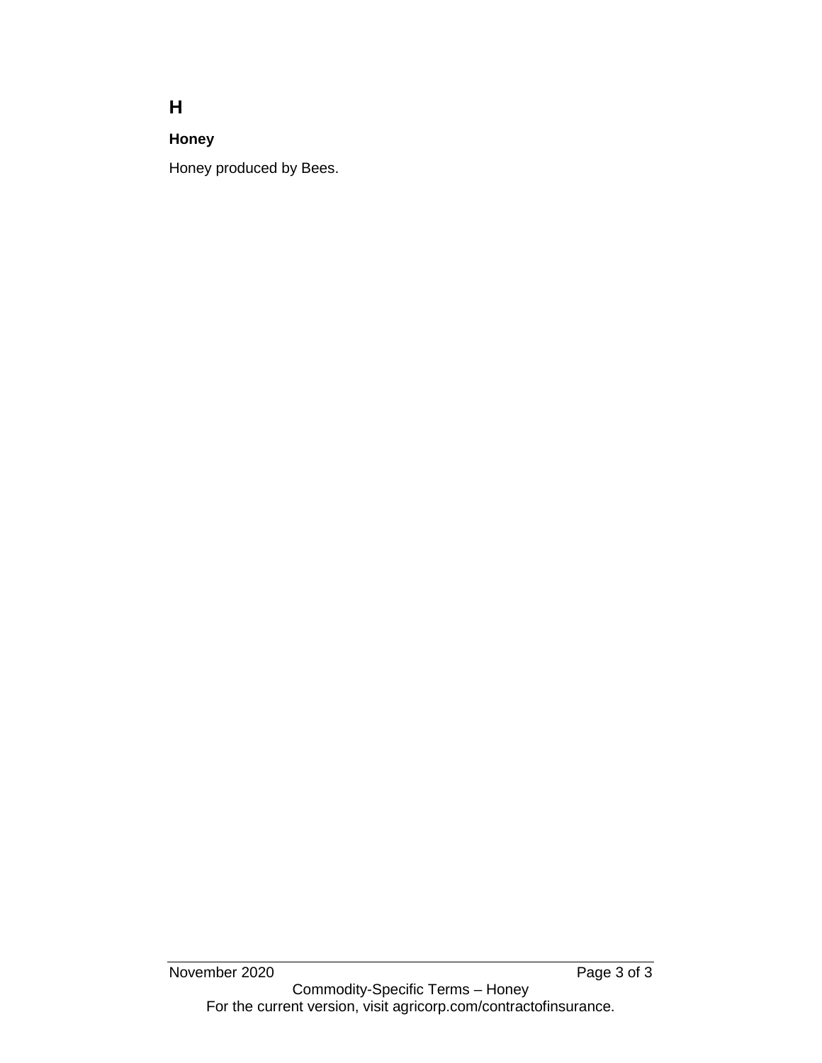## H

### Honey

Honey produced by Bees.